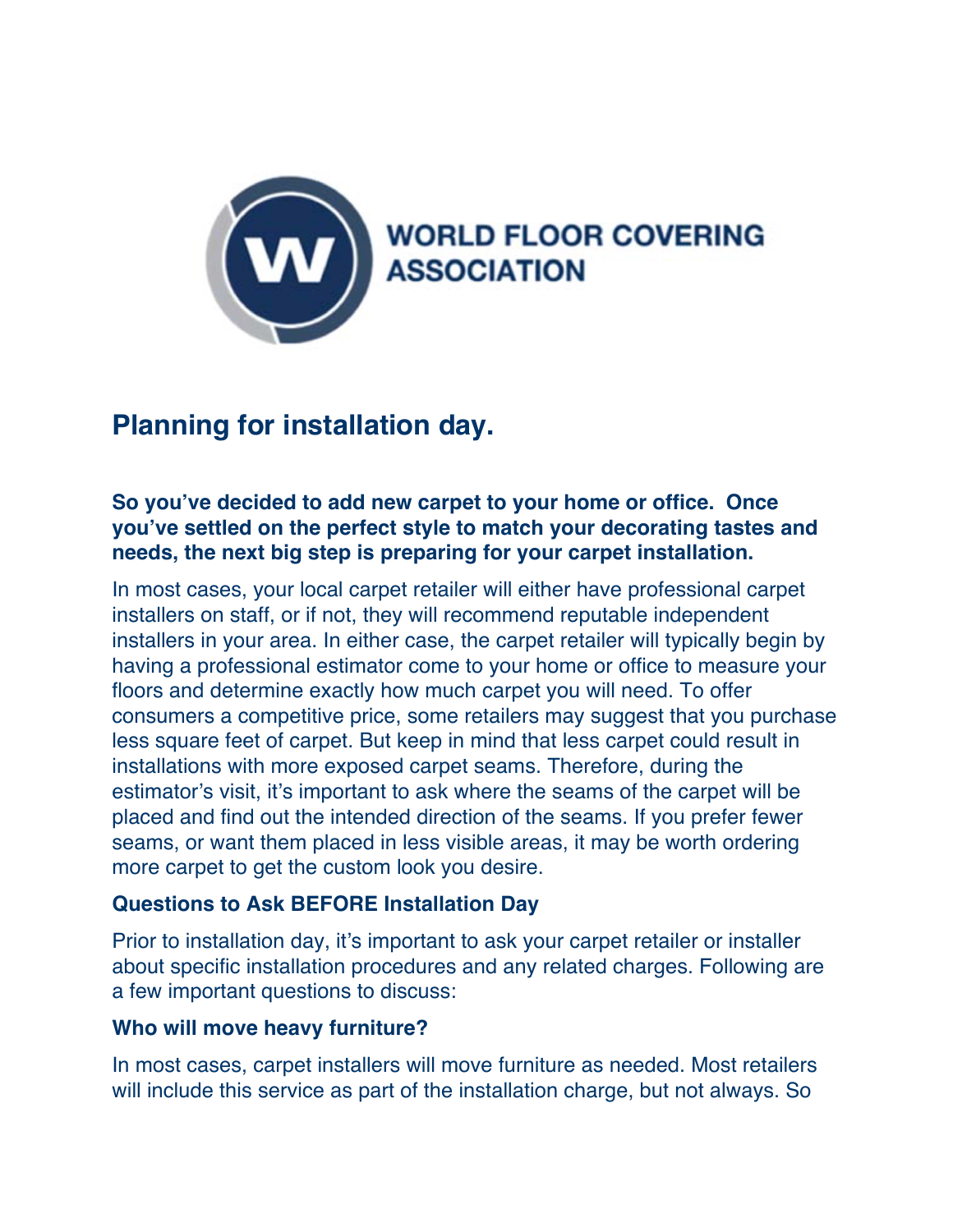**WORLD FLOOR COVERING ASSOCIATION**

# Planning for installation day.

**So you've decided to add new carpet to your home or office. Once you've settled on the perfect style to match your decorating tastes and needs, the next big step is preparing for your carpet installation.**

In most cases, your local carpet retailer will either have professional carpet installers on staff, or if not, they will recommend reputable independent installers in your area. In either case, the carpet retailer will typically begin by having a professional estimator come to your home or office to measure your floors and determine exactly how much carpet you will need. To offer consumers a competitive price, some retailers may suggest that you purchase less square feet of carpet. But keep in mind that less carpet could result in installations with more exposed carpet seams. Therefore, during the estimator's visit, it's important to ask where the seams of the carpet will be placed and find out the intended direction of the seams. If you prefer fewer seams, or want them placed in less visible areas, it may be worth ordering more carpet to get the custom look you desire.

### Questions to Ask BEFORE Installation Day

Prior to installation day, it's important to ask your carpet retailer or installer about specific installation procedures and any related charges. Following are a few important questions to discuss:

### Who will move heavy furniture?

In most cases, carpet installers will move furniture as needed. Most retailers will include this service as part of the installation charge, but not always. So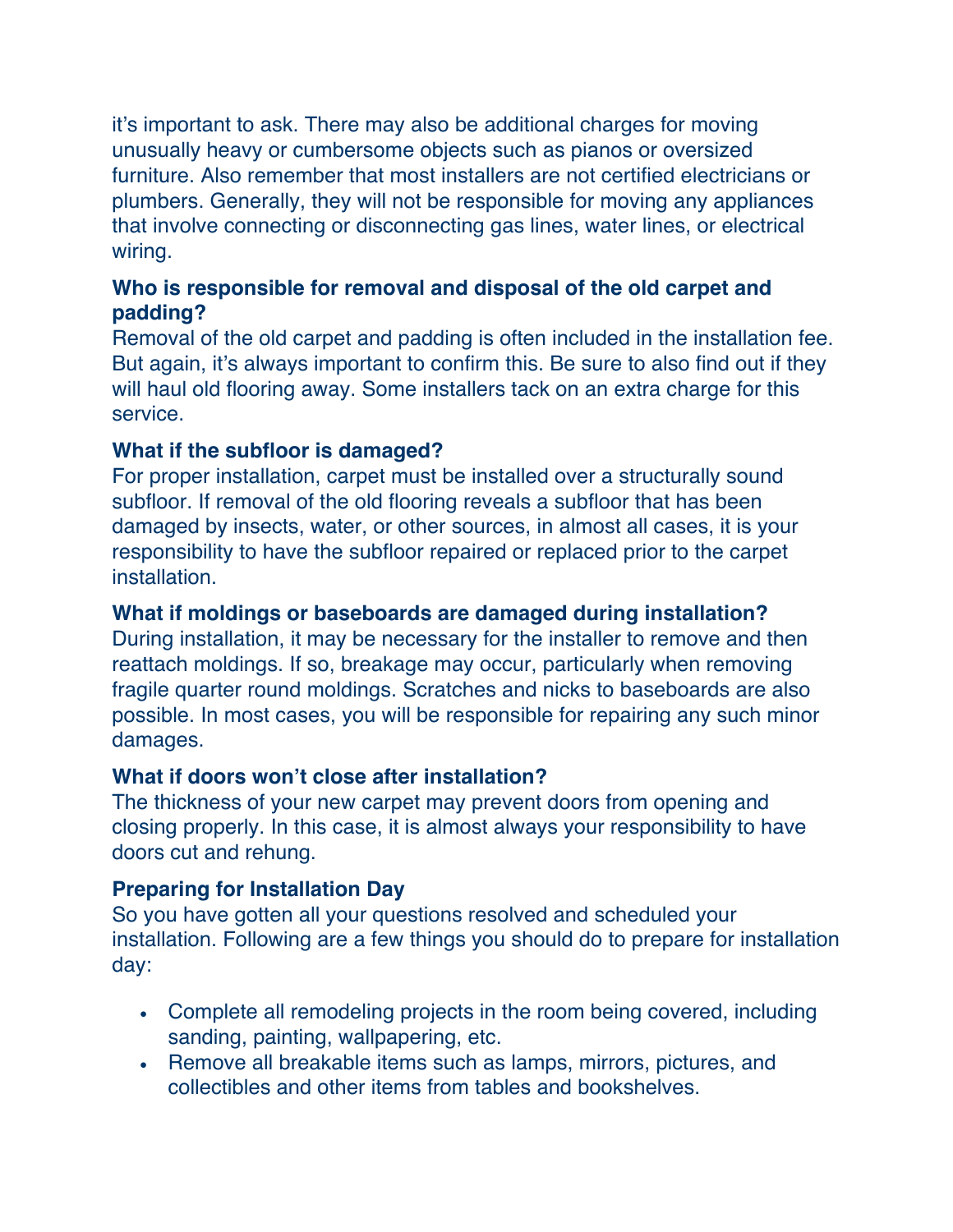it's important to ask. There may also be additional charges for moving unusually heavy or cumbersome objects such as pianos or oversized furniture. Also remember that most installers are not certified electricians or plumbers. Generally, they will not be responsible for moving any appliances that involve connecting or disconnecting gas lines, water lines, or electrical wiring.

**Who is responsible for removal and disposal of the old carpet and padding?**

Removal of the old carpet and padding is often included in the installation fee. But again, it's always important to confirm this. Be sure to also find out if they will haul old flooring away. Some installers tack on an extra charge for this service.

**What if the subfloor is damaged?**

For proper installation, carpet must be installed over a structurally sound subfloor. If removal of the old flooring reveals a subfloor that has been damaged by insects, water, or other sources, in almost all cases, it is your responsibility to have the subfloor repaired or replaced prior to the carpet installation.

**What if moldings or baseboards are damaged during installation?**

During installation, it may be necessary for the installer to remove and then reattach moldings. If so, breakage may occur, particularly when removing fragile quarter round moldings. Scratches and nicks to baseboards are also possible. In most cases, you will be responsible for repairing any such minor damages.

**What if doors won't close after installation?**

The thickness of your new carpet may prevent doors from opening and closing properly. In this case, it is almost always your responsibility to have doors cut and rehung.

**Preparing for Installation Day**

So you have gotten all your questions resolved and scheduled your installation. Following are a few things you should do to prepare for installation day:

- Complete all remodeling projects in the room being covered, including sanding, painting, wallpapering, etc.
- Remove all breakable items such as lamps, mirrors, pictures, and collectibles and other items from tables and bookshelves.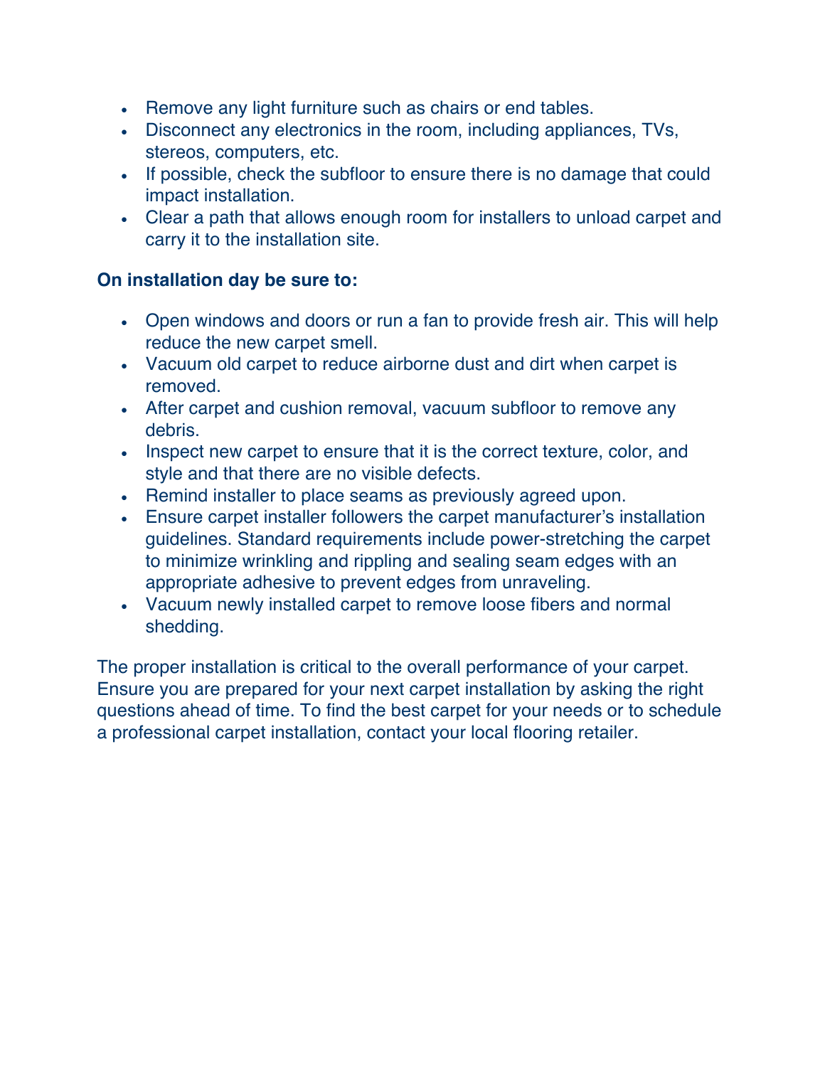- Remove any light furniture such as chairs or end tables.
- Disconnect any electronics in the room, including appliances, TVs, stereos, computers, etc.
- If possible, check the subfloor to ensure there is no damage that could impact installation.
- Clear a path that allows enough room for installers to unload carpet and carry it to the installation site.

**On installation day be sure to:**

- Open windows and doors or run a fan to provide fresh air. This will help reduce the new carpet smell.
- Vacuum old carpet to reduce airborne dust and dirt when carpet is removed.
- After carpet and cushion removal, vacuum subfloor to remove any debris.
- Inspect new carpet to ensure that it is the correct texture, color, and style and that there are no visible defects.
- Remind installer to place seams as previously agreed upon.
- Ensure carpet installer followers the carpet manufacturer's installation guidelines. Standard requirements include power-stretching the carpet to minimize wrinkling and rippling and sealing seam edges with an appropriate adhesive to prevent edges from unraveling.
- Vacuum newly installed carpet to remove loose fibers and normal shedding.

The proper installation is critical to the overall performance of your carpet. Ensure you are prepared for your next carpet installation by asking the right questions ahead of time. To find the best carpet for your needs or to schedule a professional carpet installation, contact your local flooring retailer.